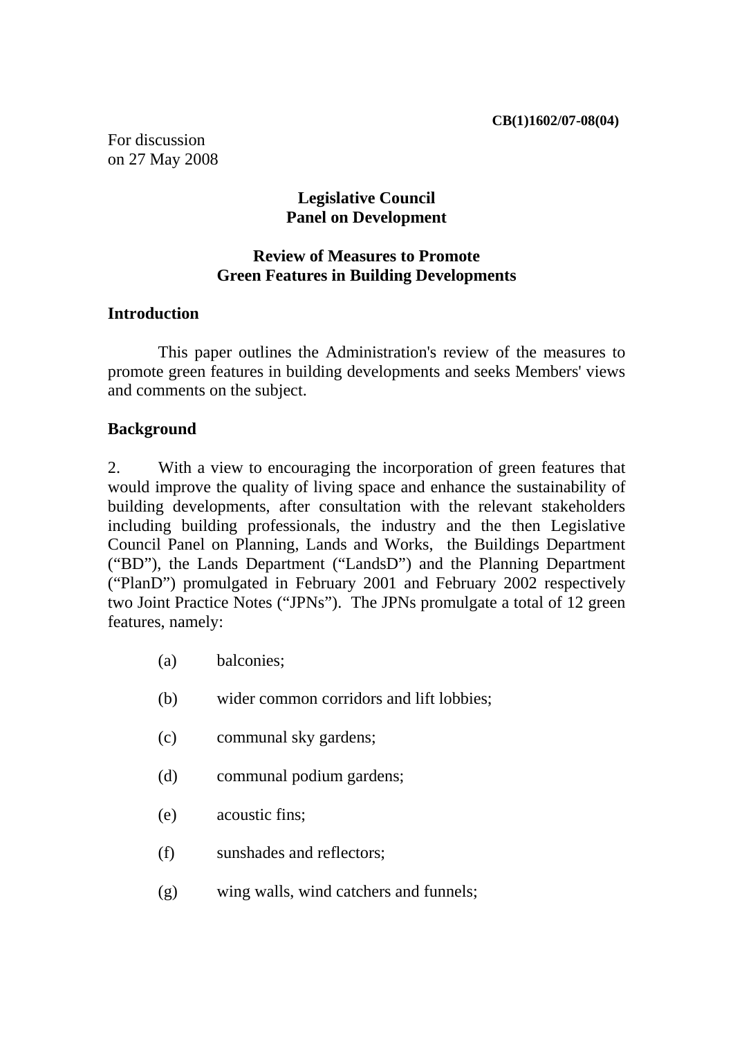**CB(1)1602/07-08(04)**

For discussion
on 27 May 2008

# Legislative Council
# Panel on Development

## Review of Measures to Promote Green Features in Building Developments

### Introduction

This paper outlines the Administration's review of the measures to promote green features in building developments and seeks Members' views and comments on the subject.

### Background

2. With a view to encouraging the incorporation of green features that would improve the quality of living space and enhance the sustainability of building developments, after consultation with the relevant stakeholders including building professionals, the industry and the then Legislative Council Panel on Planning, Lands and Works, the Buildings Department ("BD"), the Lands Department ("LandsD") and the Planning Department ("PlanD") promulgated in February 2001 and February 2002 respectively two Joint Practice Notes ("JPNs"). The JPNs promulgate a total of 12 green features, namely:

(a) balconies;

(b) wider common corridors and lift lobbies;

(c) communal sky gardens;

(d) communal podium gardens;

(e) acoustic fins;

(f) sunshades and reflectors;

(g) wing walls, wind catchers and funnels;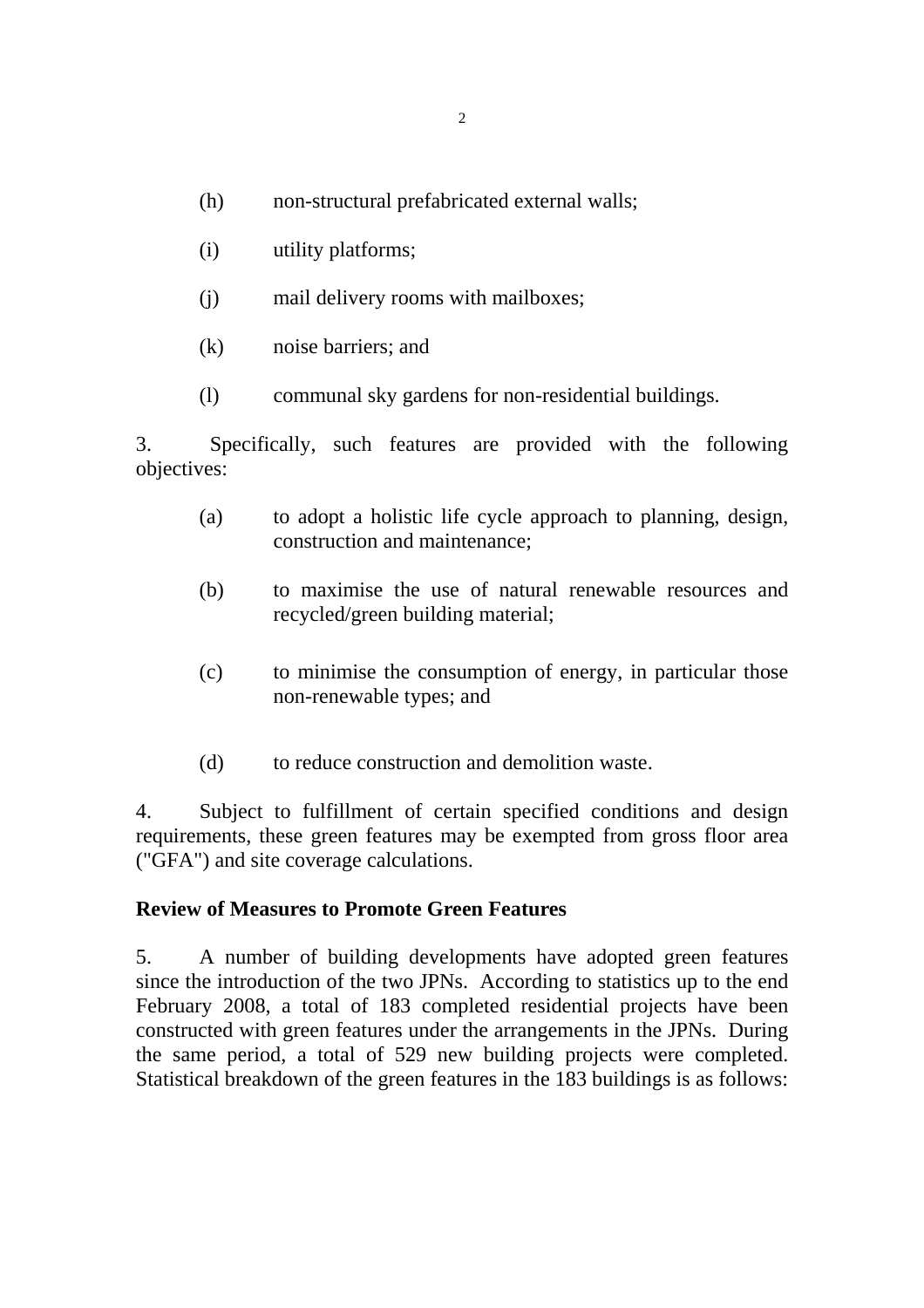(h) non-structural prefabricated external walls;

(i) utility platforms;

(j) mail delivery rooms with mailboxes;

(k) noise barriers; and

(l) communal sky gardens for non-residential buildings.

3. Specifically, such features are provided with the following objectives:

(a) to adopt a holistic life cycle approach to planning, design, construction and maintenance;

(b) to maximise the use of natural renewable resources and recycled/green building material;

(c) to minimise the consumption of energy, in particular those non-renewable types; and

(d) to reduce construction and demolition waste.

4. Subject to fulfillment of certain specified conditions and design requirements, these green features may be exempted from gross floor area ("GFA") and site coverage calculations.

**Review of Measures to Promote Green Features**

5. A number of building developments have adopted green features since the introduction of the two JPNs. According to statistics up to the end February 2008, a total of 183 completed residential projects have been constructed with green features under the arrangements in the JPNs. During the same period, a total of 529 new building projects were completed. Statistical breakdown of the green features in the 183 buildings is as follows: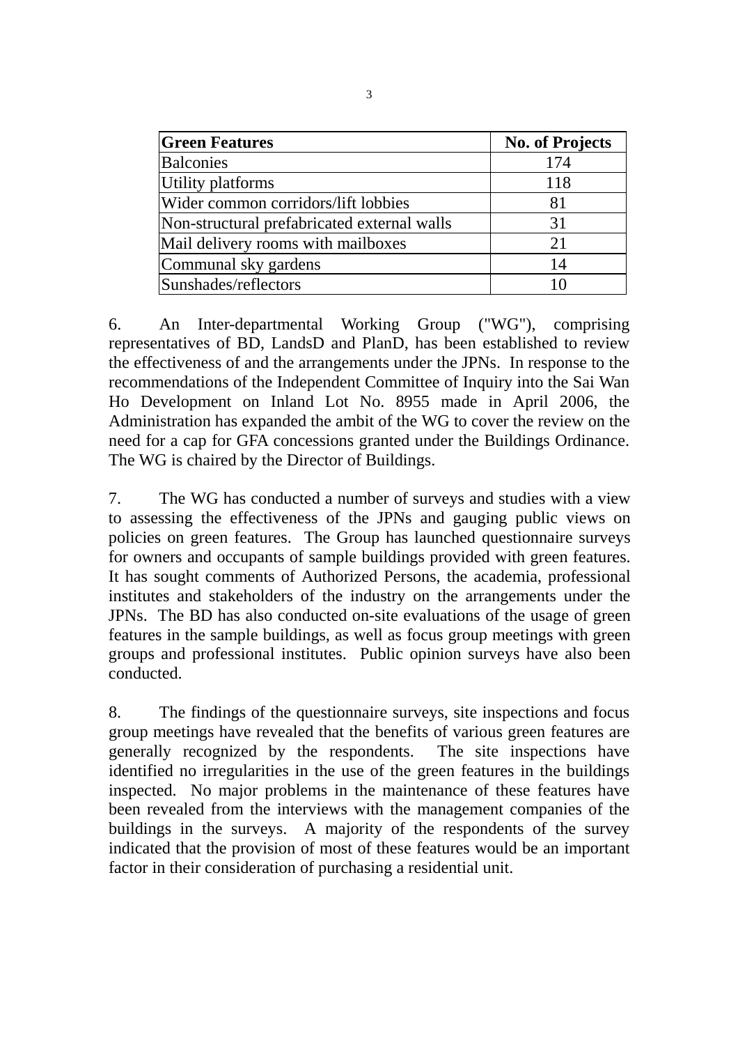| Green Features | No. of Projects |
| --- | --- |
| Balconies | 174 |
| Utility platforms | 118 |
| Wider common corridors/lift lobbies | 81 |
| Non-structural prefabricated external walls | 31 |
| Mail delivery rooms with mailboxes | 21 |
| Communal sky gardens | 14 |
| Sunshades/reflectors | 10 |

6. An Inter-departmental Working Group ("WG"), comprising representatives of BD, LandsD and PlanD, has been established to review the effectiveness of and the arrangements under the JPNs. In response to the recommendations of the Independent Committee of Inquiry into the Sai Wan Ho Development on Inland Lot No. 8955 made in April 2006, the Administration has expanded the ambit of the WG to cover the review on the need for a cap for GFA concessions granted under the Buildings Ordinance. The WG is chaired by the Director of Buildings.

7. The WG has conducted a number of surveys and studies with a view to assessing the effectiveness of the JPNs and gauging public views on policies on green features. The Group has launched questionnaire surveys for owners and occupants of sample buildings provided with green features. It has sought comments of Authorized Persons, the academia, professional institutes and stakeholders of the industry on the arrangements under the JPNs. The BD has also conducted on-site evaluations of the usage of green features in the sample buildings, as well as focus group meetings with green groups and professional institutes. Public opinion surveys have also been conducted.

8. The findings of the questionnaire surveys, site inspections and focus group meetings have revealed that the benefits of various green features are generally recognized by the respondents. The site inspections have identified no irregularities in the use of the green features in the buildings inspected. No major problems in the maintenance of these features have been revealed from the interviews with the management companies of the buildings in the surveys. A majority of the respondents of the survey indicated that the provision of most of these features would be an important factor in their consideration of purchasing a residential unit.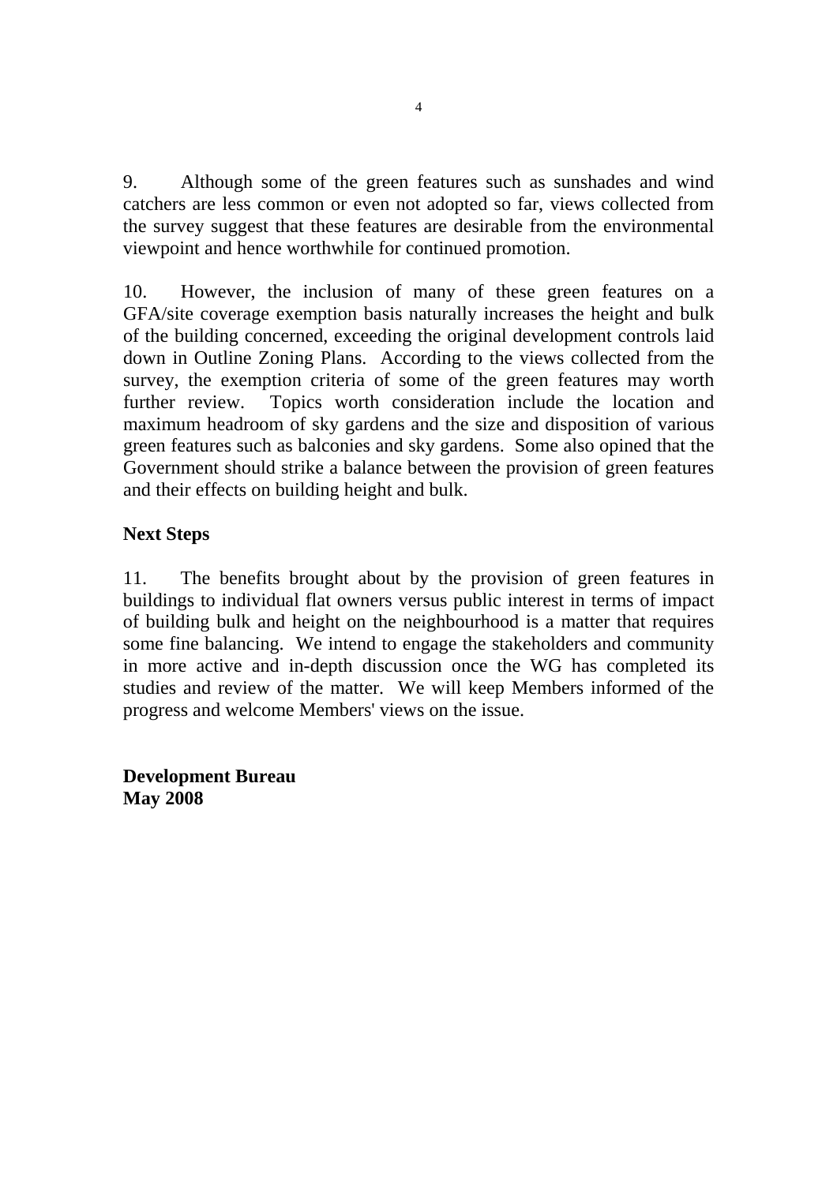9. Although some of the green features such as sunshades and wind catchers are less common or even not adopted so far, views collected from the survey suggest that these features are desirable from the environmental viewpoint and hence worthwhile for continued promotion.

10. However, the inclusion of many of these green features on a GFA/site coverage exemption basis naturally increases the height and bulk of the building concerned, exceeding the original development controls laid down in Outline Zoning Plans. According to the views collected from the survey, the exemption criteria of some of the green features may worth further review. Topics worth consideration include the location and maximum headroom of sky gardens and the size and disposition of various green features such as balconies and sky gardens. Some also opined that the Government should strike a balance between the provision of green features and their effects on building height and bulk.

**Next Steps**

11. The benefits brought about by the provision of green features in buildings to individual flat owners versus public interest in terms of impact of building bulk and height on the neighbourhood is a matter that requires some fine balancing. We intend to engage the stakeholders and community in more active and in-depth discussion once the WG has completed its studies and review of the matter. We will keep Members informed of the progress and welcome Members' views on the issue.

**Development Bureau**
**May 2008**